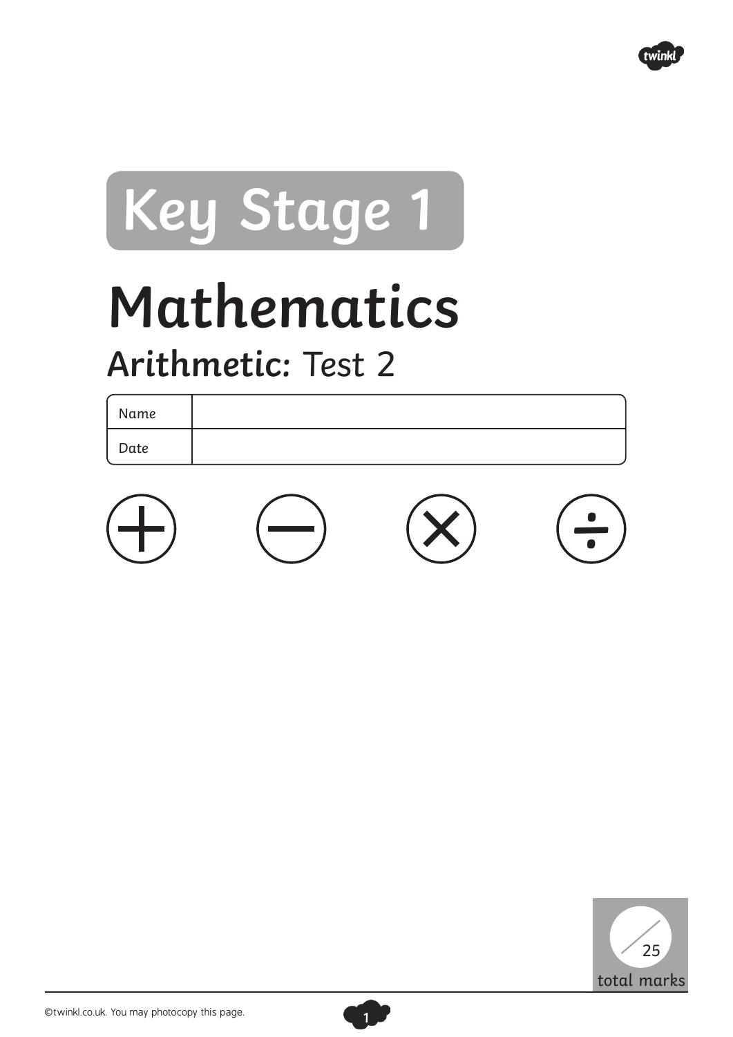# Key Stage 1

# Mathematics

## Arithmetic: Test 2

| Name | |
|---|---|
| Date | |

+ − × ÷

/25 total marks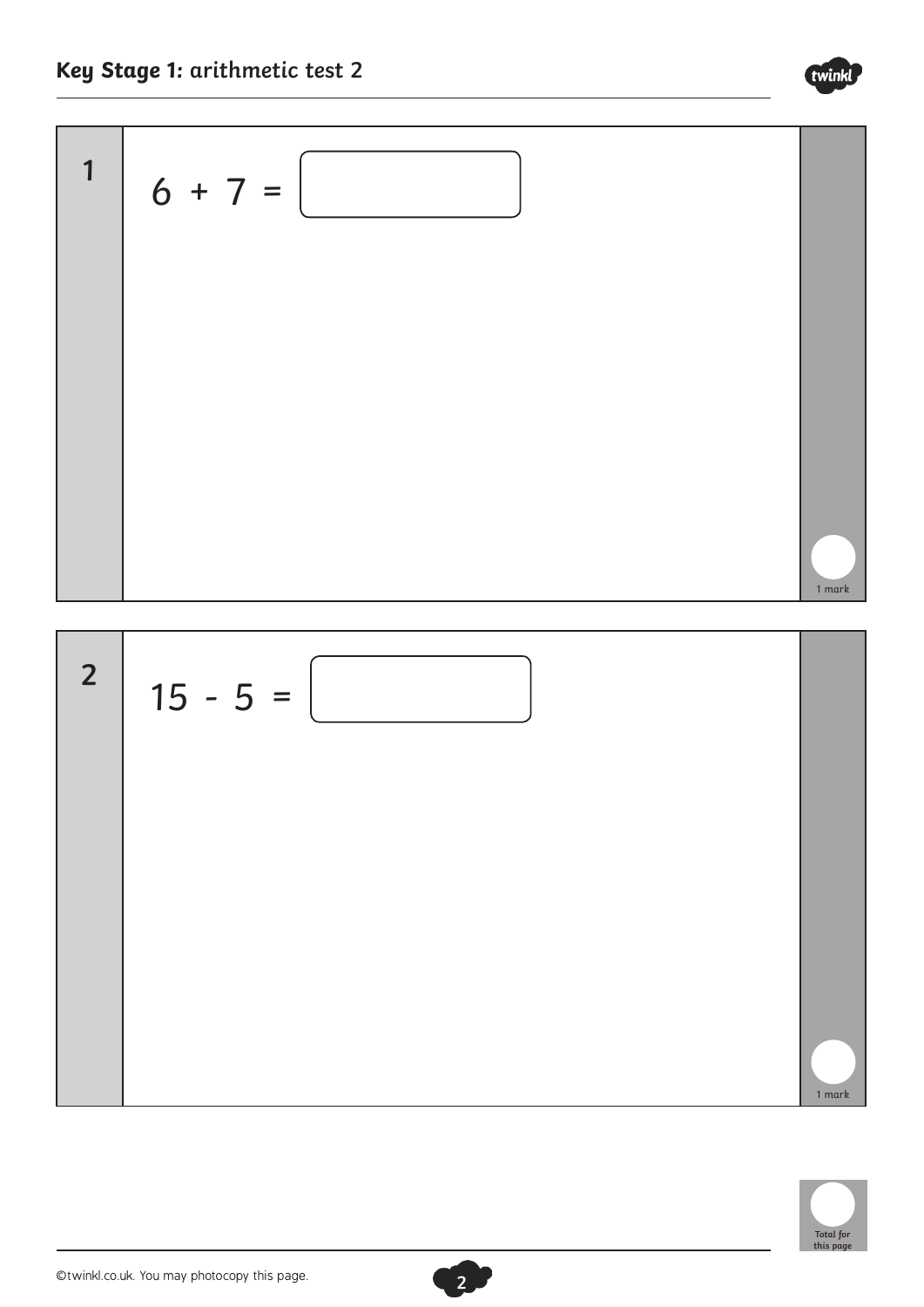**1**

$6 + 7 =$ ☐

1 mark

**2**

$15 - 5 =$ ☐

1 mark

Total for this page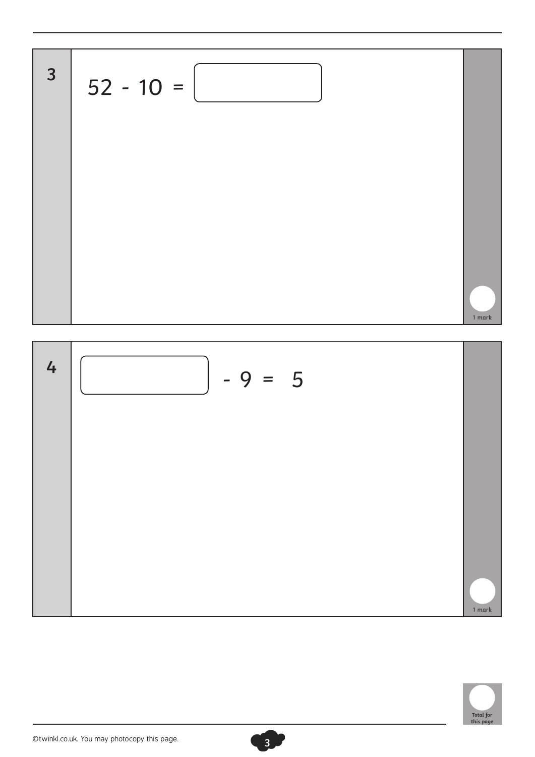**3**

$52 - 10 = \square$

1 mark

**4**

$\square - 9 = 5$

1 mark

Total for this page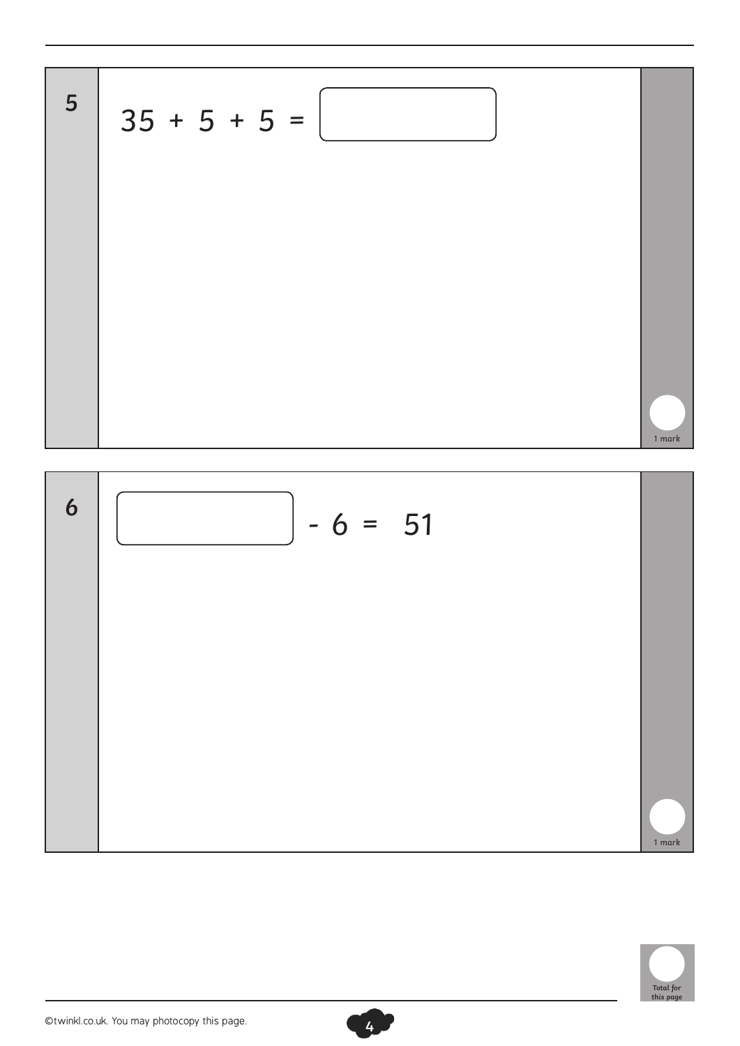**5**

$35 + 5 + 5 =$ ☐

1 mark

**6**

☐ $- 6 = 51$

1 mark

Total for this page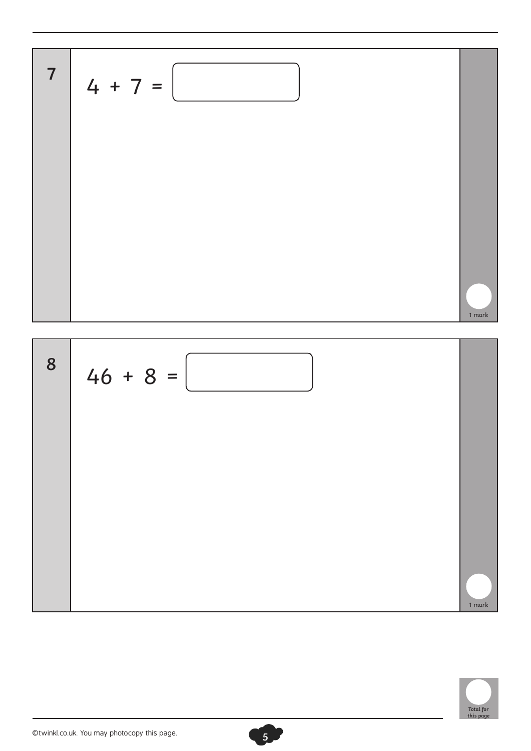**7**

$4 + 7 =$ ☐

1 mark

**8**

$46 + 8 =$ ☐

1 mark

Total for this page

©twinkl.co.uk. You may photocopy this page.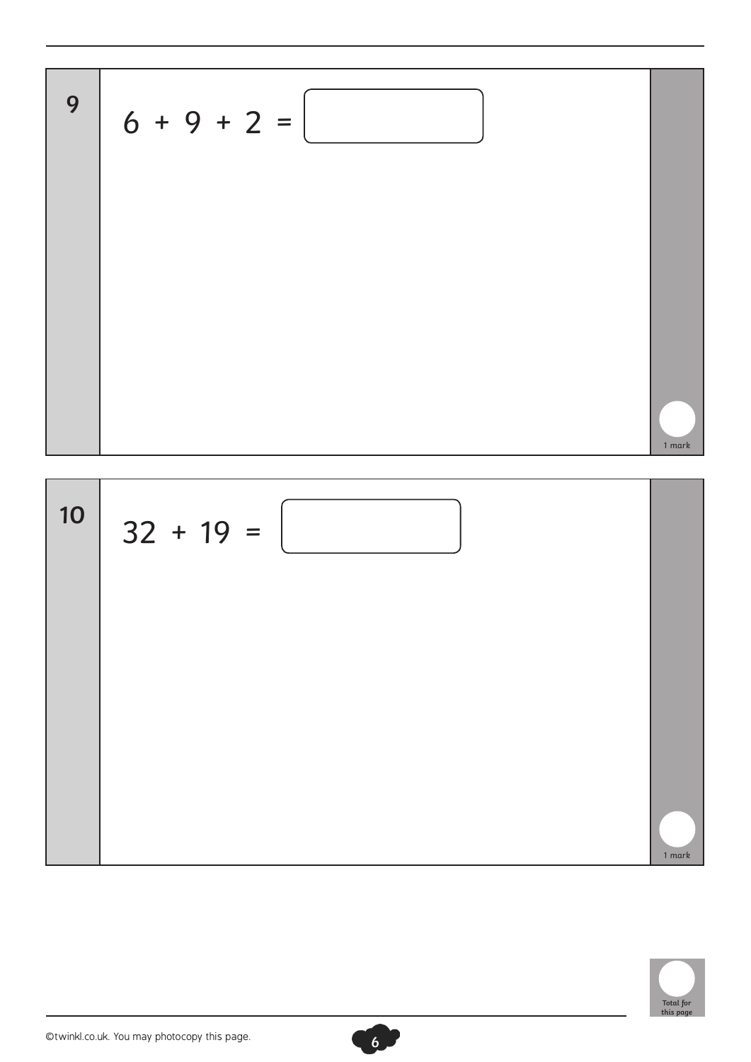**9**

$6 + 9 + 2 =$ ☐

1 mark

**10**

$32 + 19 =$ ☐

1 mark

Total for this page

©twinkl.co.uk. You may photocopy this page.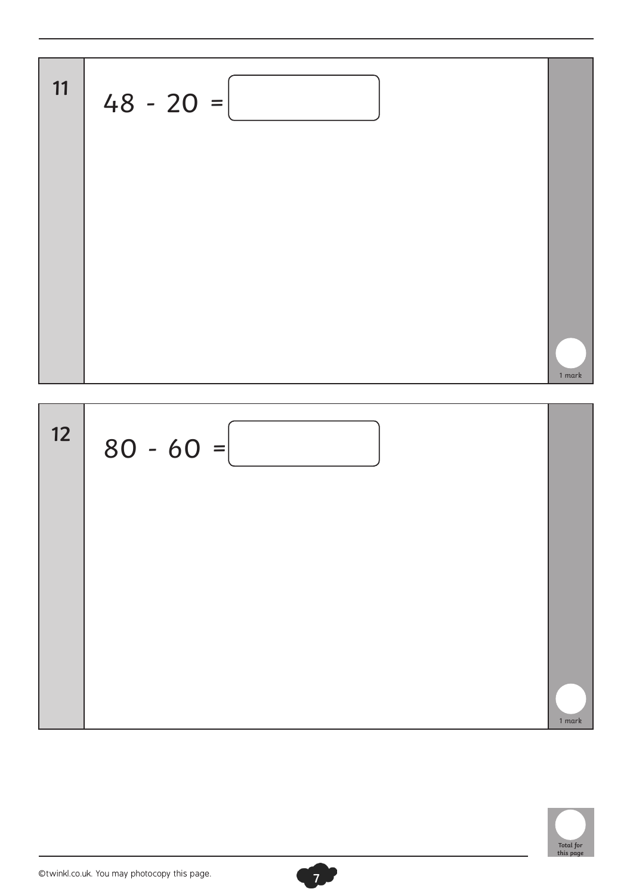**11**

$48 - 20 =$ ☐

1 mark

**12**

$80 - 60 =$ ☐

1 mark

Total for this page

©twinkl.co.uk. You may photocopy this page.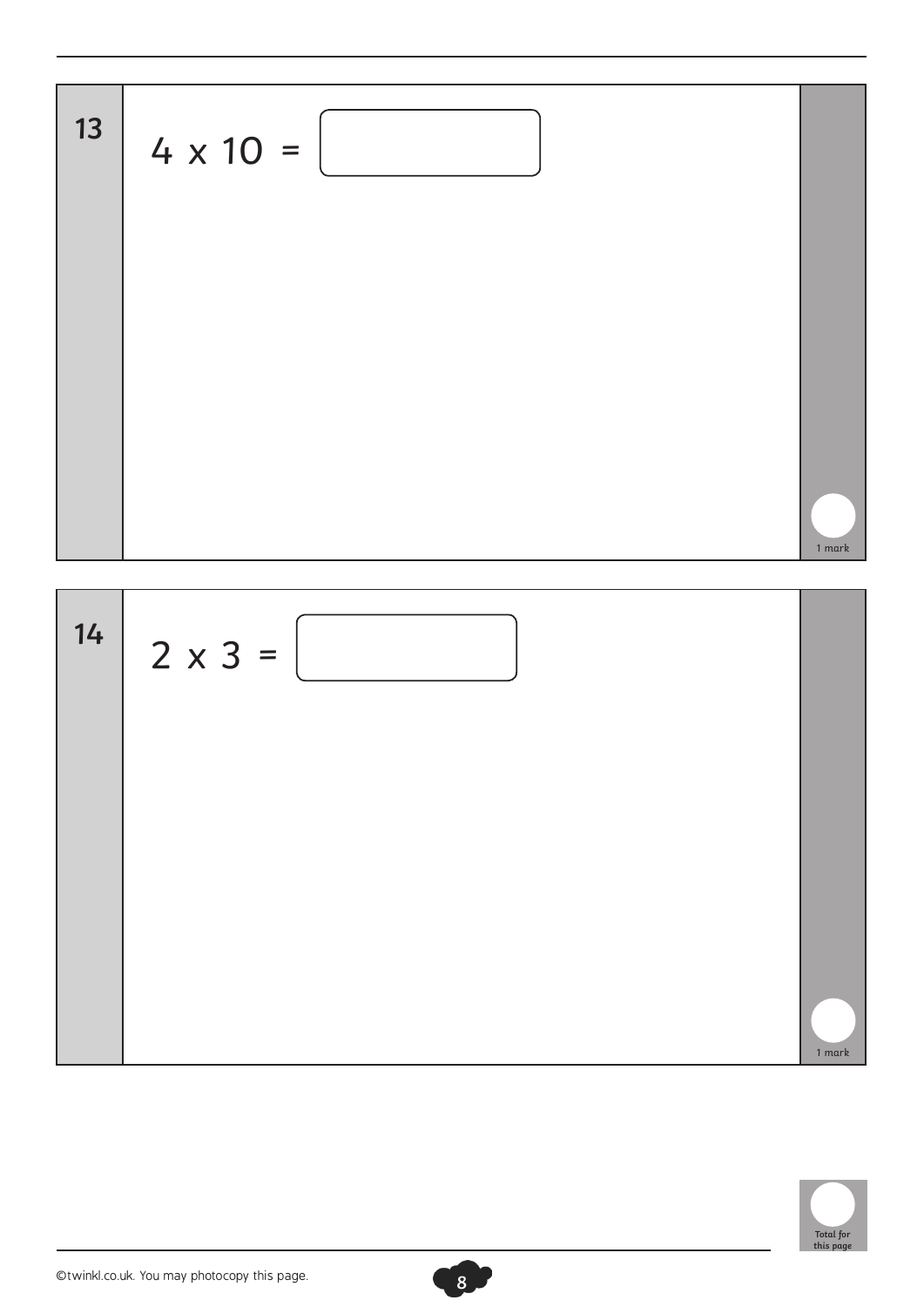**13**

$4 \times 10 =$ ☐

1 mark

**14**

$2 \times 3 =$ ☐

1 mark

Total for this page

©twinkl.co.uk. You may photocopy this page.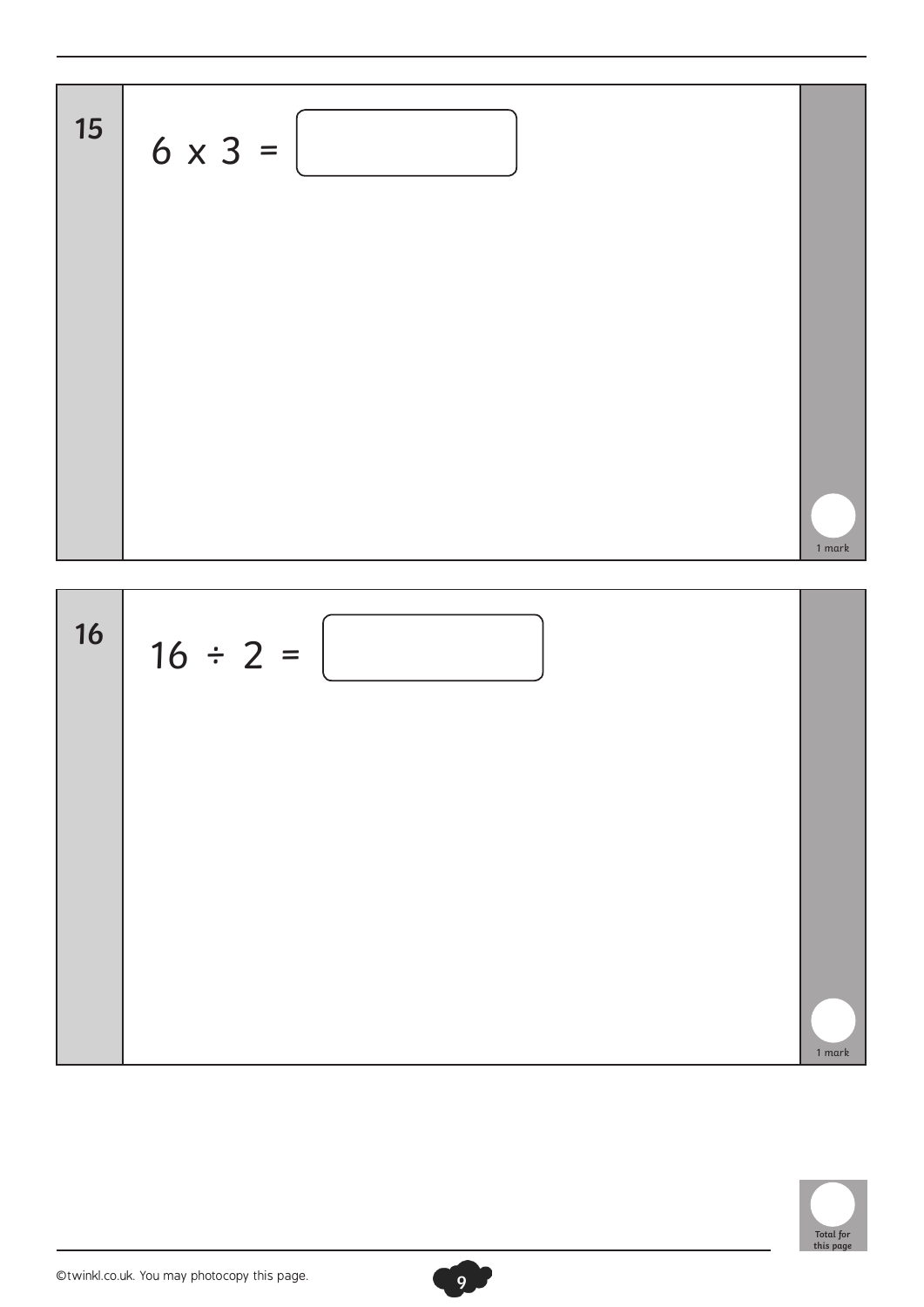**15**

$6 \times 3 =$ ☐

1 mark

**16**

$16 \div 2 =$ ☐

1 mark

Total for this page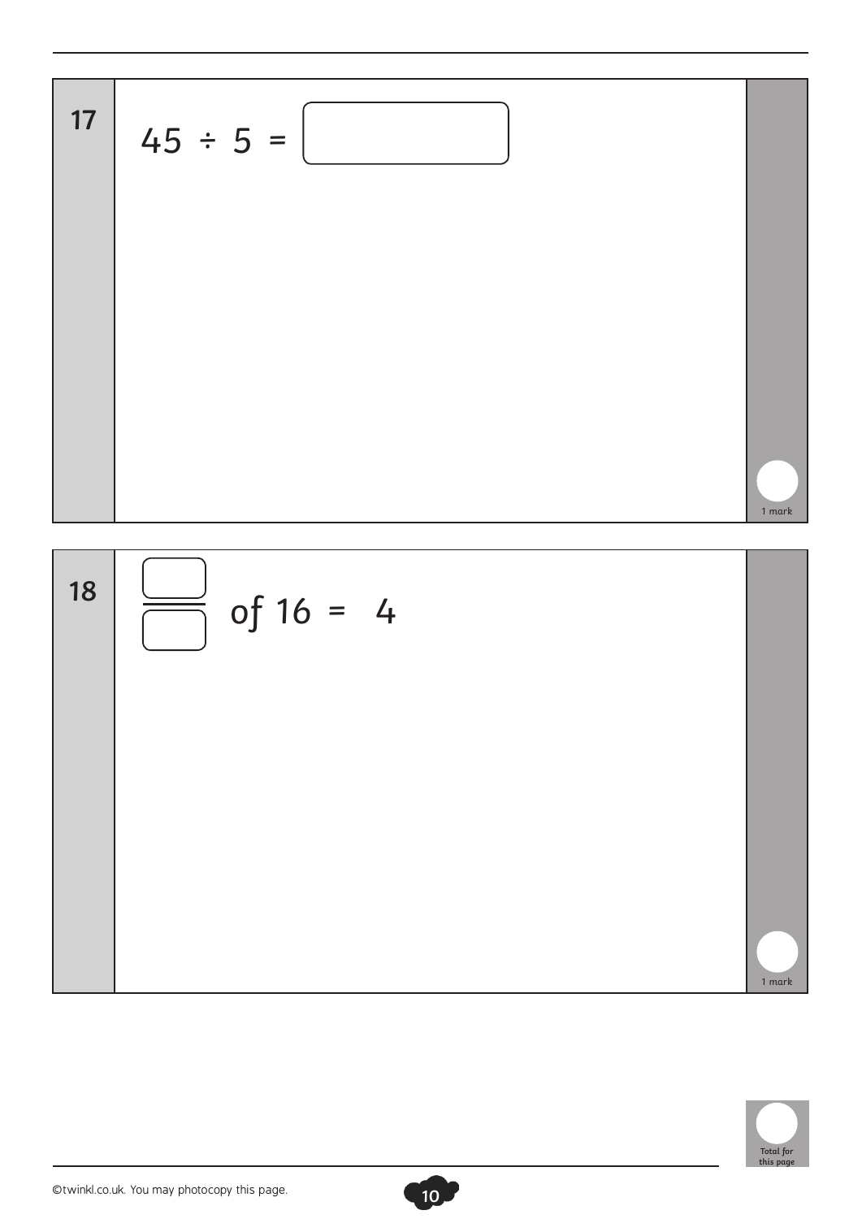**17**

$45 \div 5 = \square$

1 mark

**18**

$\frac{\square}{\square}$ of 16 = 4

1 mark

Total for this page

©twinkl.co.uk. You may photocopy this page.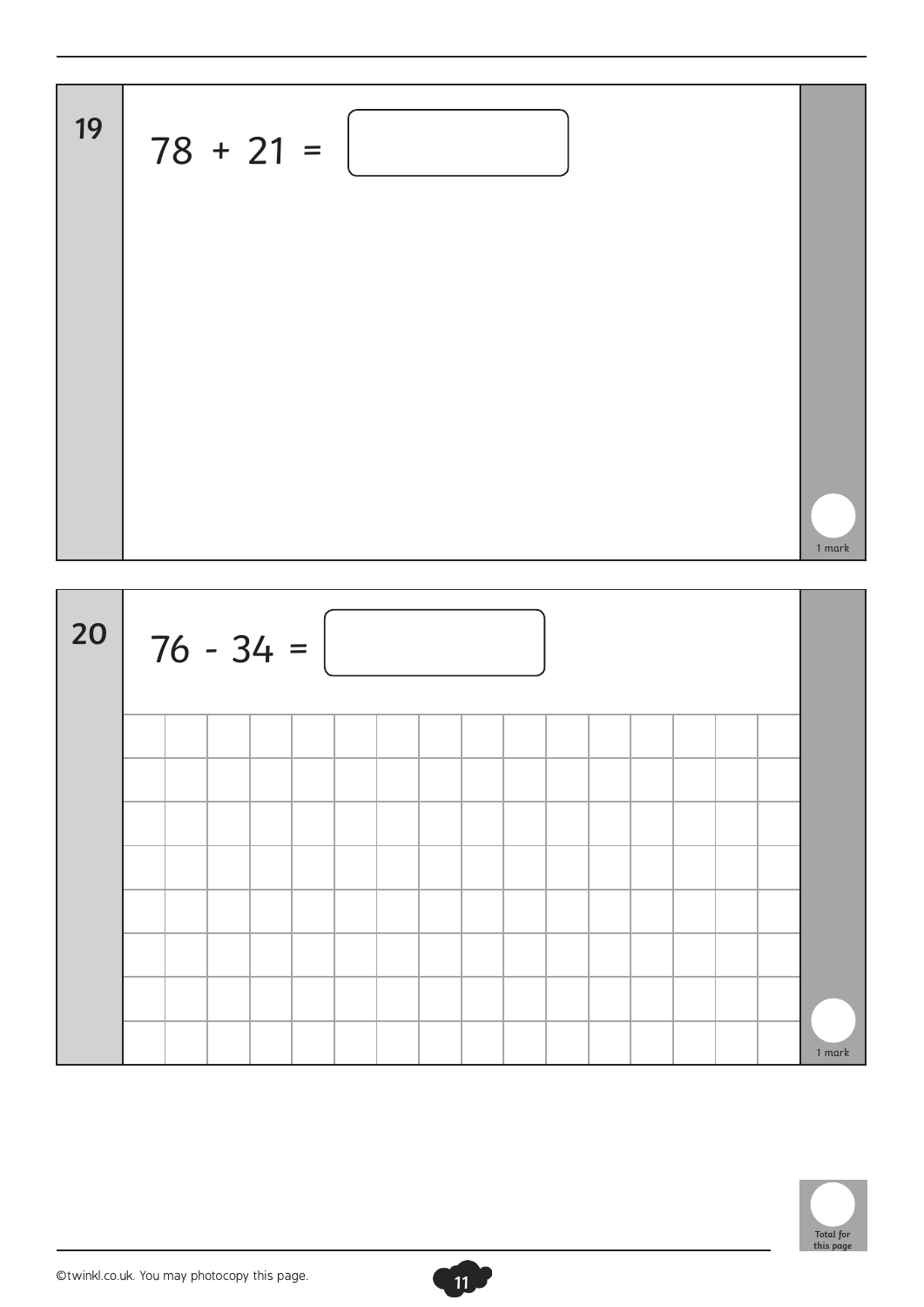**19**

$78 + 21 =$ ☐

1 mark

**20**

$76 - 34 =$ ☐

1 mark

Total for this page

©twinkl.co.uk. You may photocopy this page.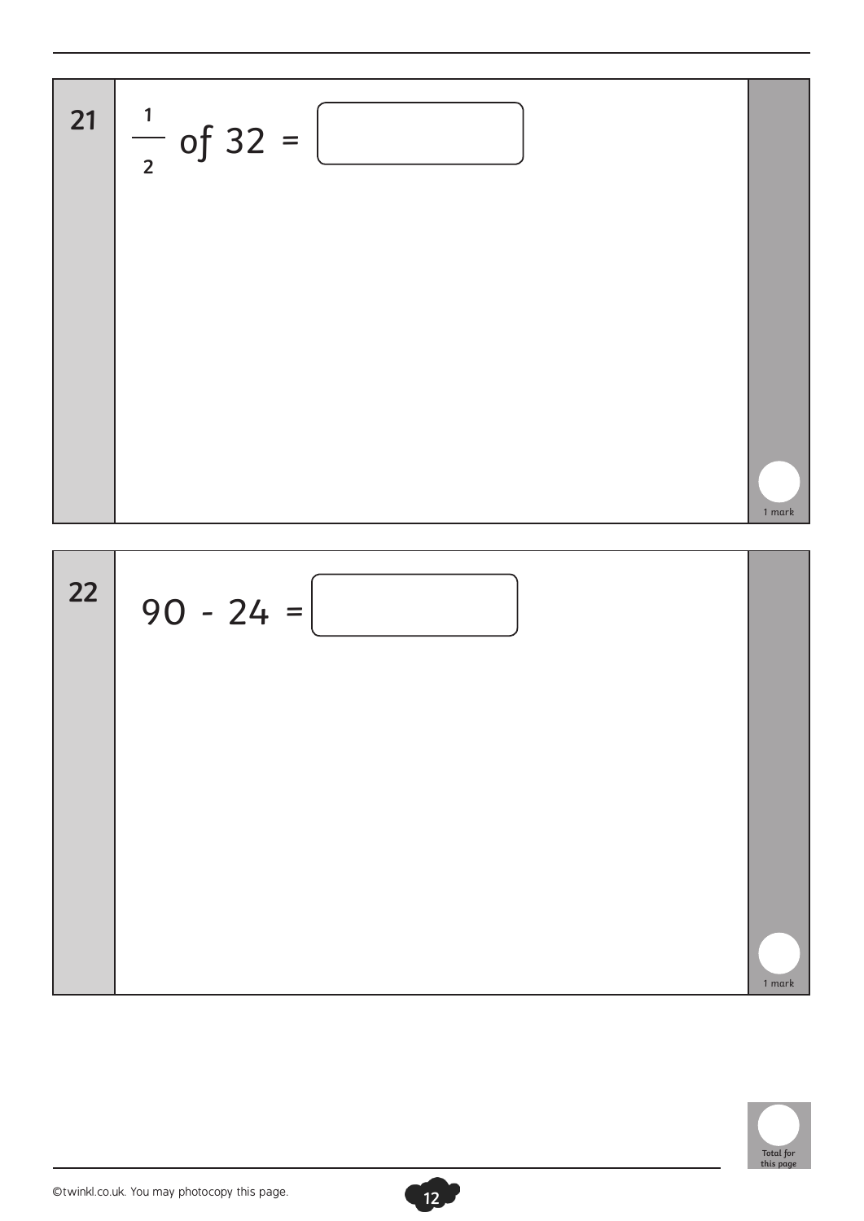**21** $\frac{1}{2}$ of 32 = ☐

1 mark

**22** 90 - 24 = ☐

1 mark

Total for this page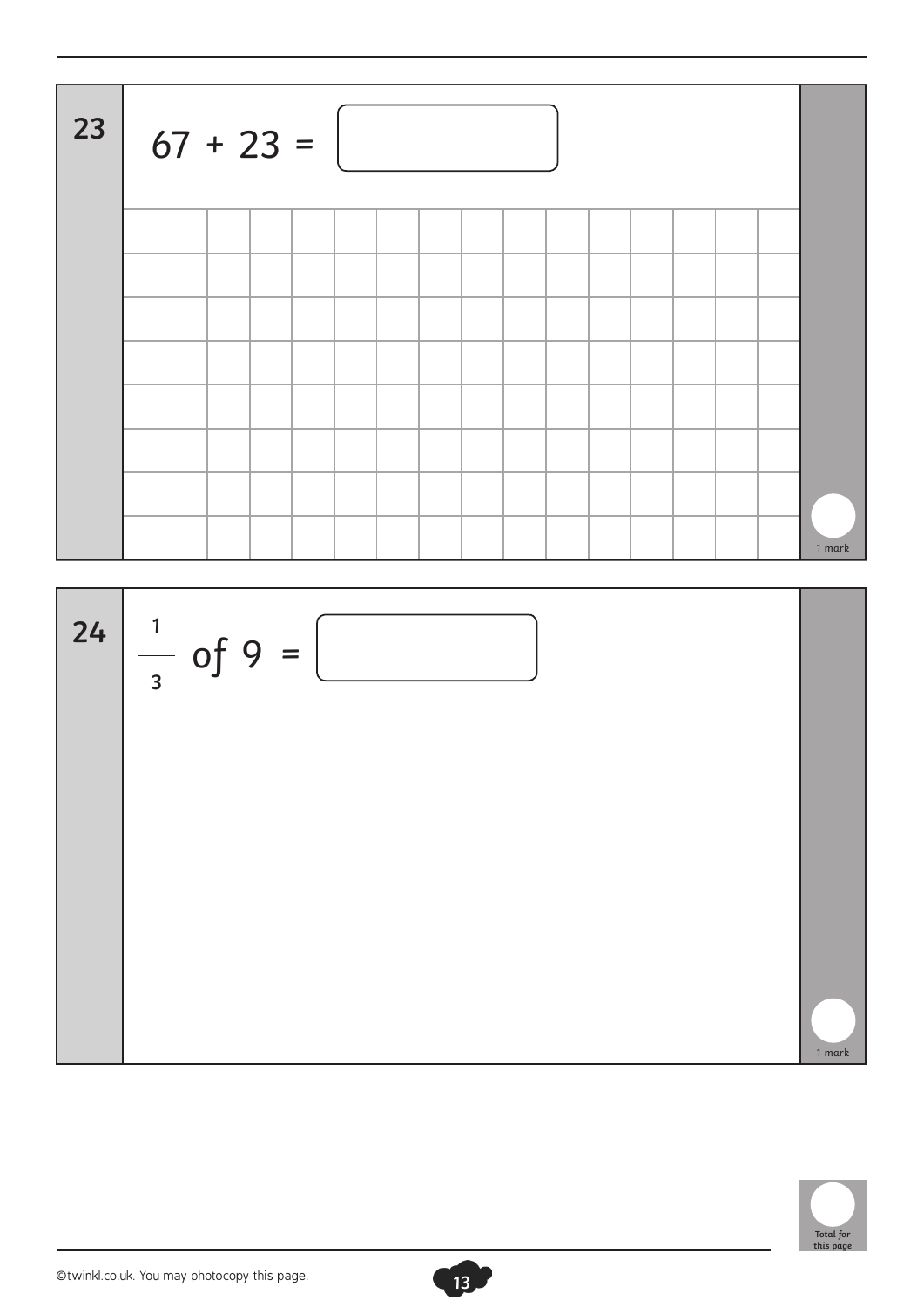**23**

$67 + 23 = $ [ ]

1 mark

**24**

$\frac{1}{3}$ of $9 = $ [ ]

1 mark

Total for this page

©twinkl.co.uk. You may photocopy this page.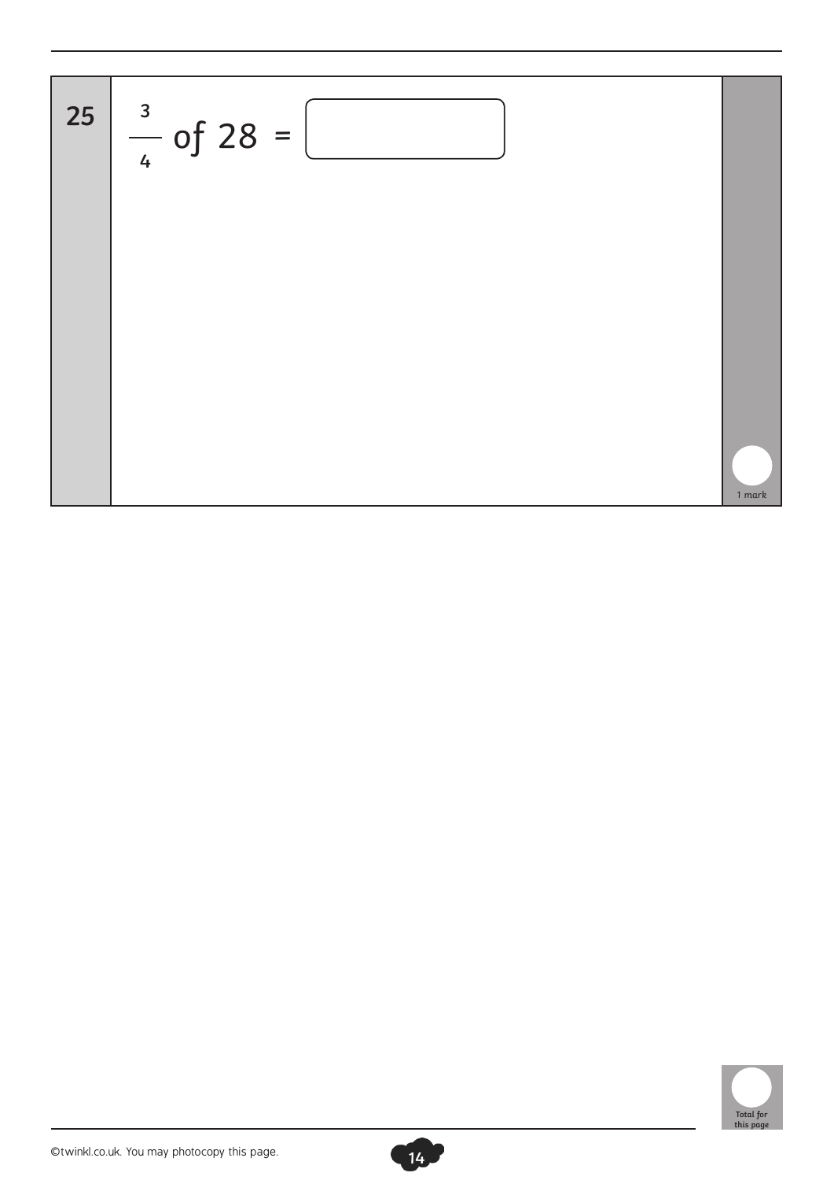**25** $\frac{3}{4}$ of 28 = ☐

1 mark

Total for this page

©twinkl.co.uk. You may photocopy this page.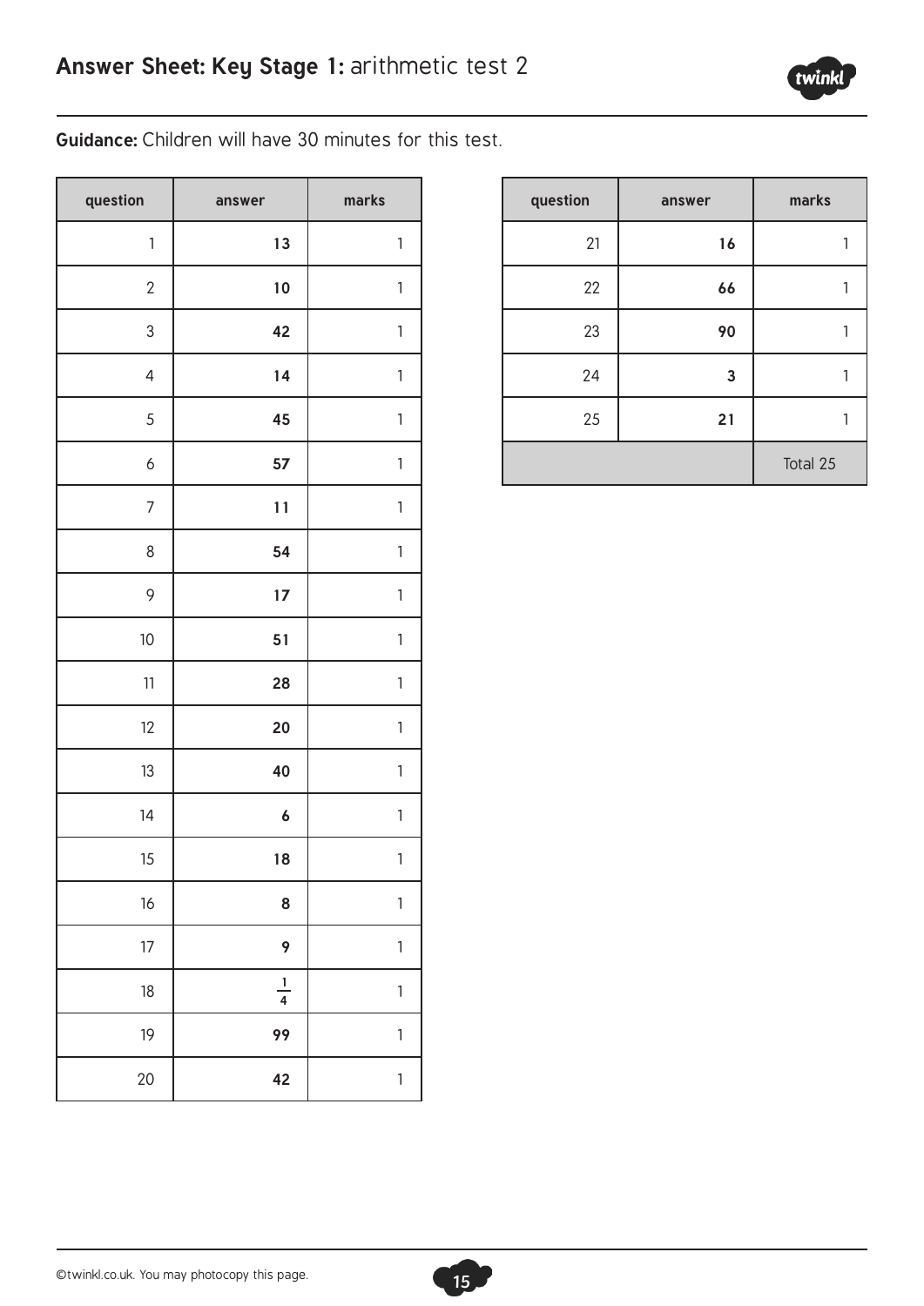# **Answer Sheet: Key Stage 1:** arithmetic test 2

**Guidance:** Children will have 30 minutes for this test.

| question | answer | marks |
|---|---|---|
| 1 | **13** | 1 |
| 2 | **10** | 1 |
| 3 | **42** | 1 |
| 4 | **14** | 1 |
| 5 | **45** | 1 |
| 6 | **57** | 1 |
| 7 | **11** | 1 |
| 8 | **54** | 1 |
| 9 | **17** | 1 |
| 10 | **51** | 1 |
| 11 | **28** | 1 |
| 12 | **20** | 1 |
| 13 | **40** | 1 |
| 14 | **6** | 1 |
| 15 | **18** | 1 |
| 16 | **8** | 1 |
| 17 | **9** | 1 |
| 18 | $\frac{1}{4}$ | 1 |
| 19 | **99** | 1 |
| 20 | **42** | 1 |
| 21 | **16** | 1 |
| 22 | **66** | 1 |
| 23 | **90** | 1 |
| 24 | **3** | 1 |
| 25 | **21** | 1 |
| | | Total 25 |

©twinkl.co.uk. You may photocopy this page.